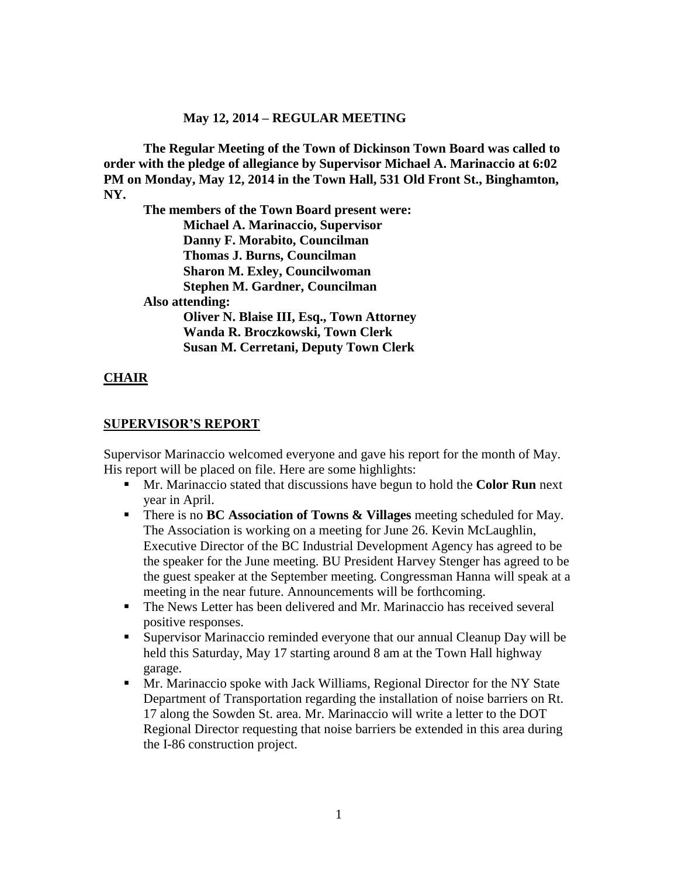**May 12, 2014 – REGULAR MEETING**

**The Regular Meeting of the Town of Dickinson Town Board was called to order with the pledge of allegiance by Supervisor Michael A. Marinaccio at 6:02 PM on Monday, May 12, 2014 in the Town Hall, 531 Old Front St., Binghamton, NY.**

**The members of the Town Board present were:**

**Michael A. Marinaccio, Supervisor**
**Danny F. Morabito, Councilman**
**Thomas J. Burns, Councilman**
**Sharon M. Exley, Councilwoman**
**Stephen M. Gardner, Councilman**

**Also attending:**

**Oliver N. Blaise III, Esq., Town Attorney**
**Wanda R. Broczkowski, Town Clerk**
**Susan M. Cerretani, Deputy Town Clerk**

**CHAIR**

**SUPERVISOR'S REPORT**

Supervisor Marinaccio welcomed everyone and gave his report for the month of May. His report will be placed on file. Here are some highlights:

- Mr. Marinaccio stated that discussions have begun to hold the **Color Run** next year in April.
- There is no **BC Association of Towns & Villages** meeting scheduled for May. The Association is working on a meeting for June 26. Kevin McLaughlin, Executive Director of the BC Industrial Development Agency has agreed to be the speaker for the June meeting. BU President Harvey Stenger has agreed to be the guest speaker at the September meeting. Congressman Hanna will speak at a meeting in the near future. Announcements will be forthcoming.
- The News Letter has been delivered and Mr. Marinaccio has received several positive responses.
- Supervisor Marinaccio reminded everyone that our annual Cleanup Day will be held this Saturday, May 17 starting around 8 am at the Town Hall highway garage.
- Mr. Marinaccio spoke with Jack Williams, Regional Director for the NY State Department of Transportation regarding the installation of noise barriers on Rt. 17 along the Sowden St. area. Mr. Marinaccio will write a letter to the DOT Regional Director requesting that noise barriers be extended in this area during the I-86 construction project.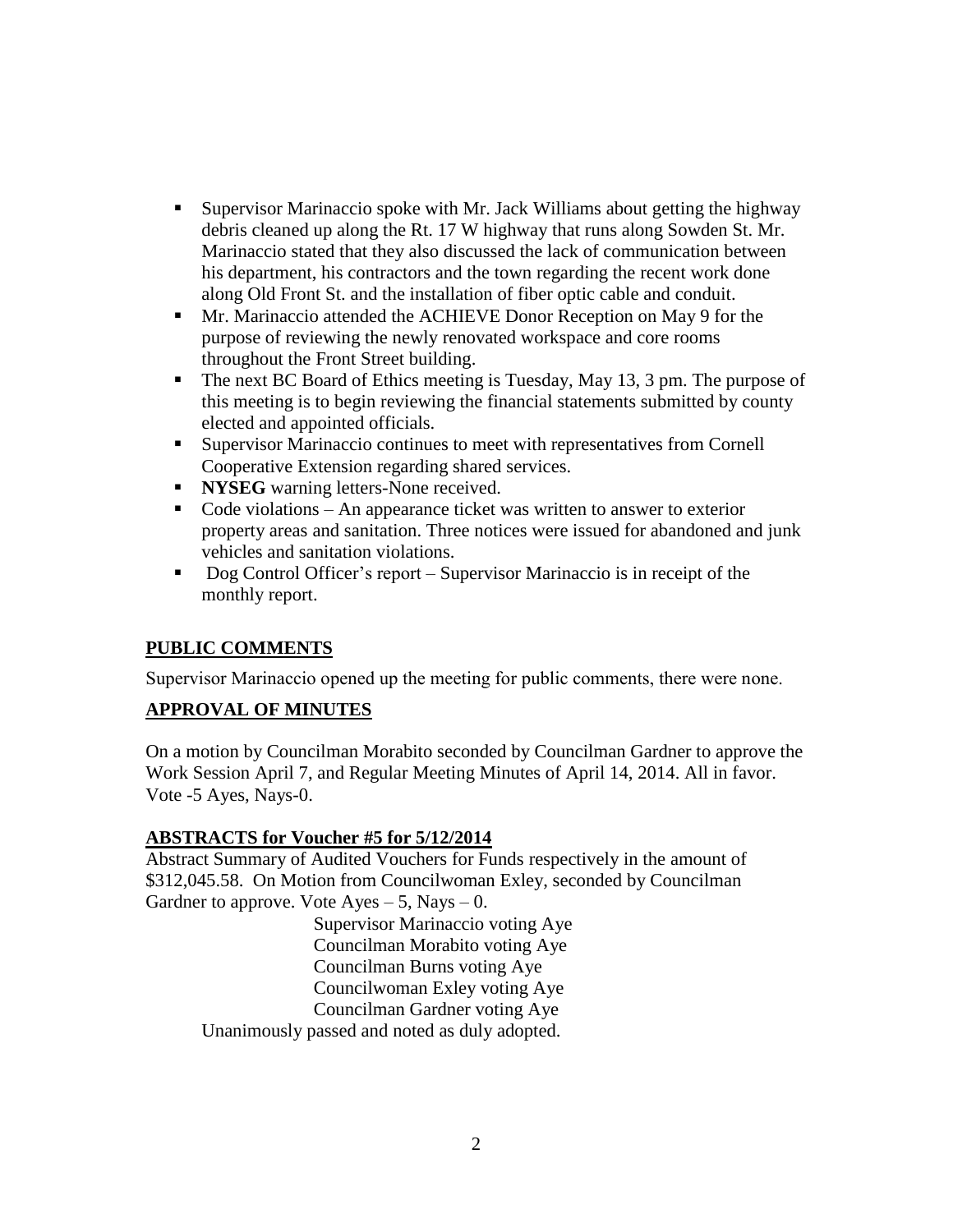- Supervisor Marinaccio spoke with Mr. Jack Williams about getting the highway debris cleaned up along the Rt. 17 W highway that runs along Sowden St. Mr. Marinaccio stated that they also discussed the lack of communication between his department, his contractors and the town regarding the recent work done along Old Front St. and the installation of fiber optic cable and conduit.
- Mr. Marinaccio attended the ACHIEVE Donor Reception on May 9 for the purpose of reviewing the newly renovated workspace and core rooms throughout the Front Street building.
- The next BC Board of Ethics meeting is Tuesday, May 13, 3 pm. The purpose of this meeting is to begin reviewing the financial statements submitted by county elected and appointed officials.
- Supervisor Marinaccio continues to meet with representatives from Cornell Cooperative Extension regarding shared services.
- **NYSEG** warning letters-None received.
- Code violations – An appearance ticket was written to answer to exterior property areas and sanitation. Three notices were issued for abandoned and junk vehicles and sanitation violations.
- Dog Control Officer's report – Supervisor Marinaccio is in receipt of the monthly report.

## PUBLIC COMMENTS

Supervisor Marinaccio opened up the meeting for public comments, there were none.

## APPROVAL OF MINUTES

On a motion by Councilman Morabito seconded by Councilman Gardner to approve the Work Session April 7, and Regular Meeting Minutes of April 14, 2014. All in favor. Vote -5 Ayes, Nays-0.

## ABSTRACTS for Voucher #5 for 5/12/2014

Abstract Summary of Audited Vouchers for Funds respectively in the amount of $312,045.58. On Motion from Councilwoman Exley, seconded by Councilman Gardner to approve. Vote Ayes – 5, Nays – 0.

Supervisor Marinaccio voting Aye
Councilman Morabito voting Aye
Councilman Burns voting Aye
Councilwoman Exley voting Aye
Councilman Gardner voting Aye

Unanimously passed and noted as duly adopted.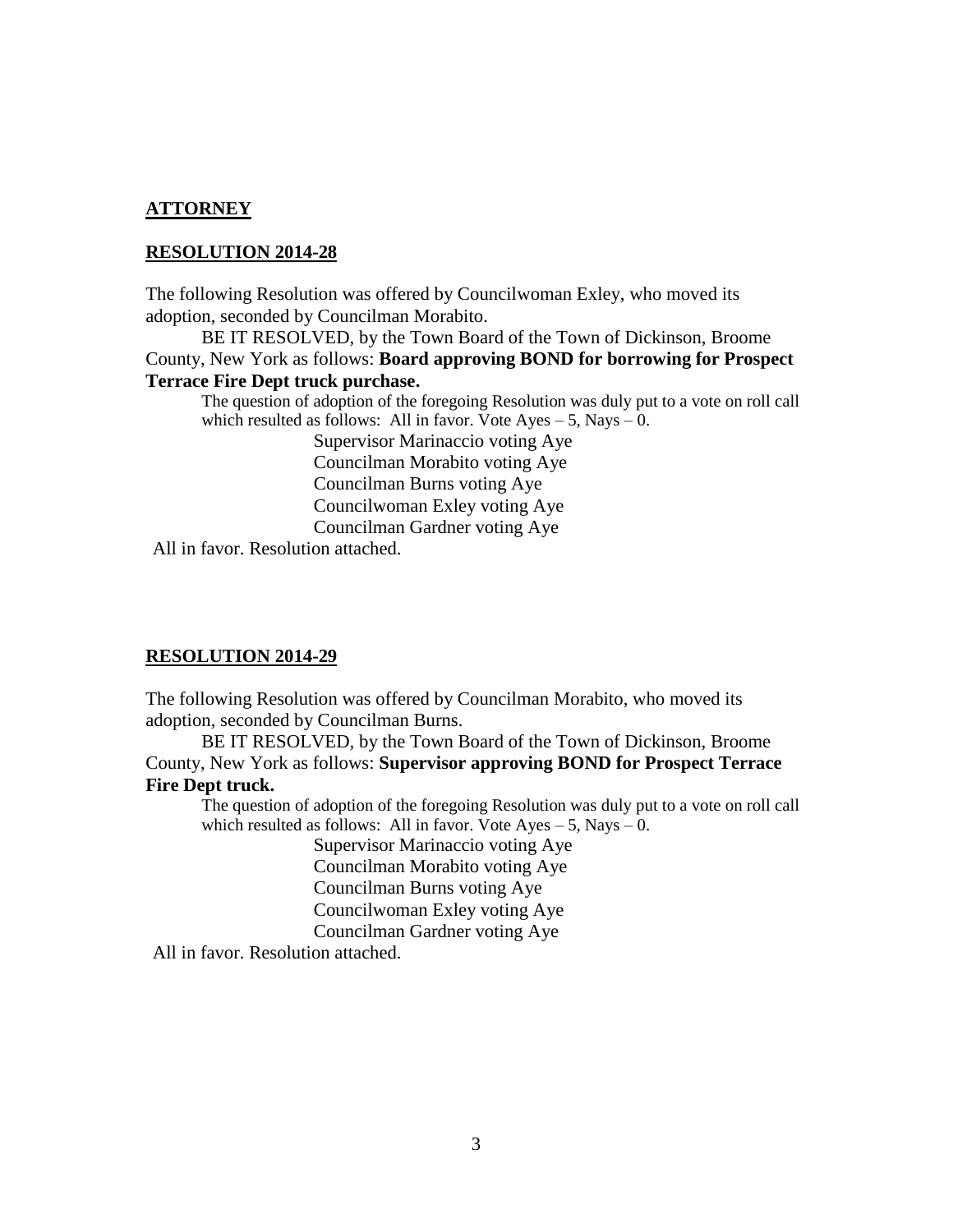**ATTORNEY**

**RESOLUTION 2014-28**

The following Resolution was offered by Councilwoman Exley, who moved its adoption, seconded by Councilman Morabito.

BE IT RESOLVED, by the Town Board of the Town of Dickinson, Broome County, New York as follows: **Board approving BOND for borrowing for Prospect Terrace Fire Dept truck purchase.**

The question of adoption of the foregoing Resolution was duly put to a vote on roll call which resulted as follows: All in favor. Vote Ayes – 5, Nays – 0.

Supervisor Marinaccio voting Aye
Councilman Morabito voting Aye
Councilman Burns voting Aye
Councilwoman Exley voting Aye
Councilman Gardner voting Aye

All in favor. Resolution attached.

**RESOLUTION 2014-29**

The following Resolution was offered by Councilman Morabito, who moved its adoption, seconded by Councilman Burns.

BE IT RESOLVED, by the Town Board of the Town of Dickinson, Broome County, New York as follows: **Supervisor approving BOND for Prospect Terrace Fire Dept truck.**

The question of adoption of the foregoing Resolution was duly put to a vote on roll call which resulted as follows: All in favor. Vote Ayes – 5, Nays – 0.

Supervisor Marinaccio voting Aye
Councilman Morabito voting Aye
Councilman Burns voting Aye
Councilwoman Exley voting Aye
Councilman Gardner voting Aye

All in favor. Resolution attached.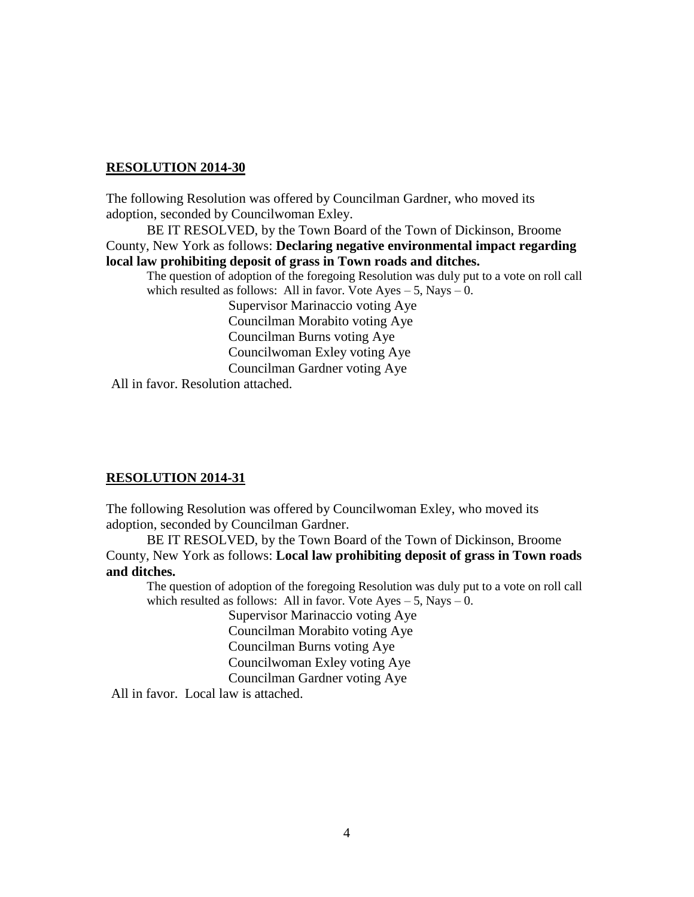**RESOLUTION 2014-30**

The following Resolution was offered by Councilman Gardner, who moved its adoption, seconded by Councilwoman Exley.

BE IT RESOLVED, by the Town Board of the Town of Dickinson, Broome County, New York as follows: **Declaring negative environmental impact regarding local law prohibiting deposit of grass in Town roads and ditches.**

The question of adoption of the foregoing Resolution was duly put to a vote on roll call which resulted as follows: All in favor. Vote Ayes – 5, Nays – 0.

Supervisor Marinaccio voting Aye
Councilman Morabito voting Aye
Councilman Burns voting Aye
Councilwoman Exley voting Aye
Councilman Gardner voting Aye

All in favor. Resolution attached.

**RESOLUTION 2014-31**

The following Resolution was offered by Councilwoman Exley, who moved its adoption, seconded by Councilman Gardner.

BE IT RESOLVED, by the Town Board of the Town of Dickinson, Broome County, New York as follows: **Local law prohibiting deposit of grass in Town roads and ditches.**

The question of adoption of the foregoing Resolution was duly put to a vote on roll call which resulted as follows: All in favor. Vote Ayes – 5, Nays – 0.

Supervisor Marinaccio voting Aye
Councilman Morabito voting Aye
Councilman Burns voting Aye
Councilwoman Exley voting Aye
Councilman Gardner voting Aye

All in favor. Local law is attached.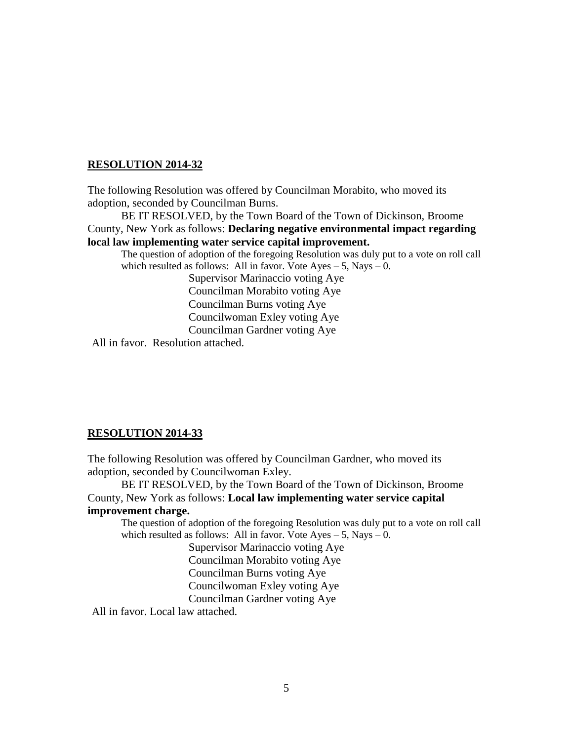**RESOLUTION 2014-32**

The following Resolution was offered by Councilman Morabito, who moved its adoption, seconded by Councilman Burns.

BE IT RESOLVED, by the Town Board of the Town of Dickinson, Broome County, New York as follows: **Declaring negative environmental impact regarding local law implementing water service capital improvement.**

The question of adoption of the foregoing Resolution was duly put to a vote on roll call which resulted as follows: All in favor. Vote Ayes – 5, Nays – 0.

Supervisor Marinaccio voting Aye
Councilman Morabito voting Aye
Councilman Burns voting Aye
Councilwoman Exley voting Aye
Councilman Gardner voting Aye

All in favor. Resolution attached.

**RESOLUTION 2014-33**

The following Resolution was offered by Councilman Gardner, who moved its adoption, seconded by Councilwoman Exley.

BE IT RESOLVED, by the Town Board of the Town of Dickinson, Broome County, New York as follows: **Local law implementing water service capital improvement charge.**

The question of adoption of the foregoing Resolution was duly put to a vote on roll call which resulted as follows: All in favor. Vote Ayes – 5, Nays – 0.

Supervisor Marinaccio voting Aye
Councilman Morabito voting Aye
Councilman Burns voting Aye
Councilwoman Exley voting Aye
Councilman Gardner voting Aye

All in favor. Local law attached.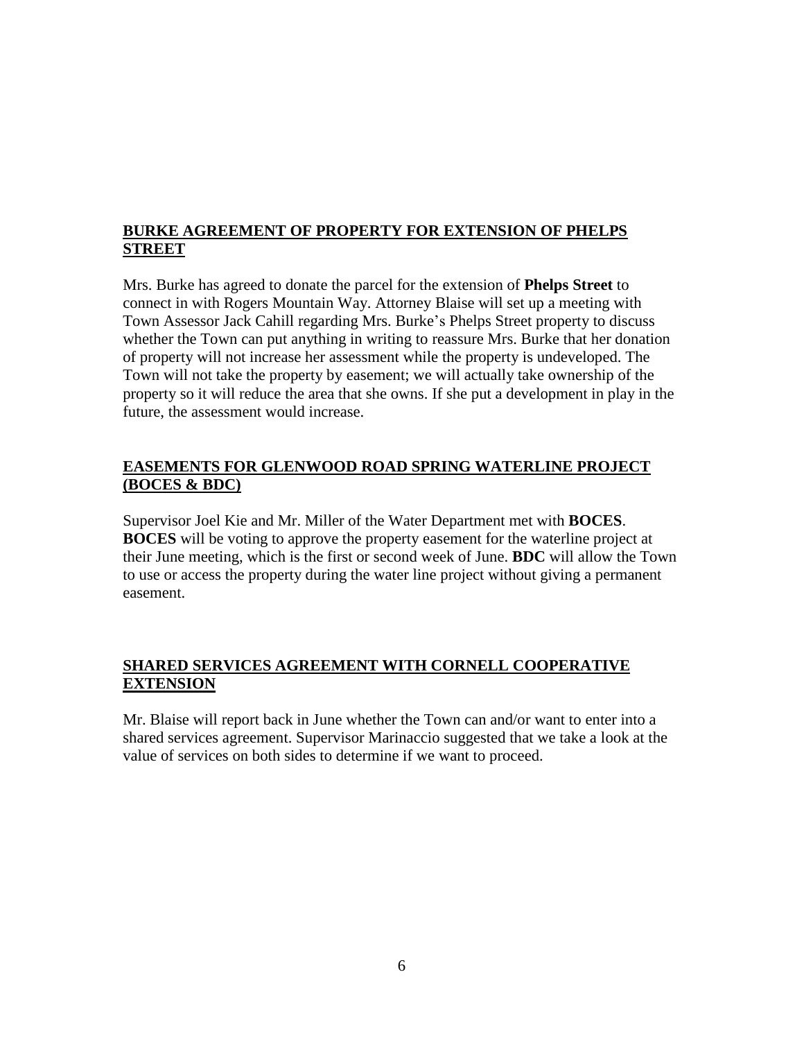## BURKE AGREEMENT OF PROPERTY FOR EXTENSION OF PHELPS STREET

Mrs. Burke has agreed to donate the parcel for the extension of **Phelps Street** to connect in with Rogers Mountain Way. Attorney Blaise will set up a meeting with Town Assessor Jack Cahill regarding Mrs. Burke's Phelps Street property to discuss whether the Town can put anything in writing to reassure Mrs. Burke that her donation of property will not increase her assessment while the property is undeveloped. The Town will not take the property by easement; we will actually take ownership of the property so it will reduce the area that she owns. If she put a development in play in the future, the assessment would increase.

## EASEMENTS FOR GLENWOOD ROAD SPRING WATERLINE PROJECT (BOCES & BDC)

Supervisor Joel Kie and Mr. Miller of the Water Department met with **BOCES**. **BOCES** will be voting to approve the property easement for the waterline project at their June meeting, which is the first or second week of June. **BDC** will allow the Town to use or access the property during the water line project without giving a permanent easement.

## SHARED SERVICES AGREEMENT WITH CORNELL COOPERATIVE EXTENSION

Mr. Blaise will report back in June whether the Town can and/or want to enter into a shared services agreement. Supervisor Marinaccio suggested that we take a look at the value of services on both sides to determine if we want to proceed.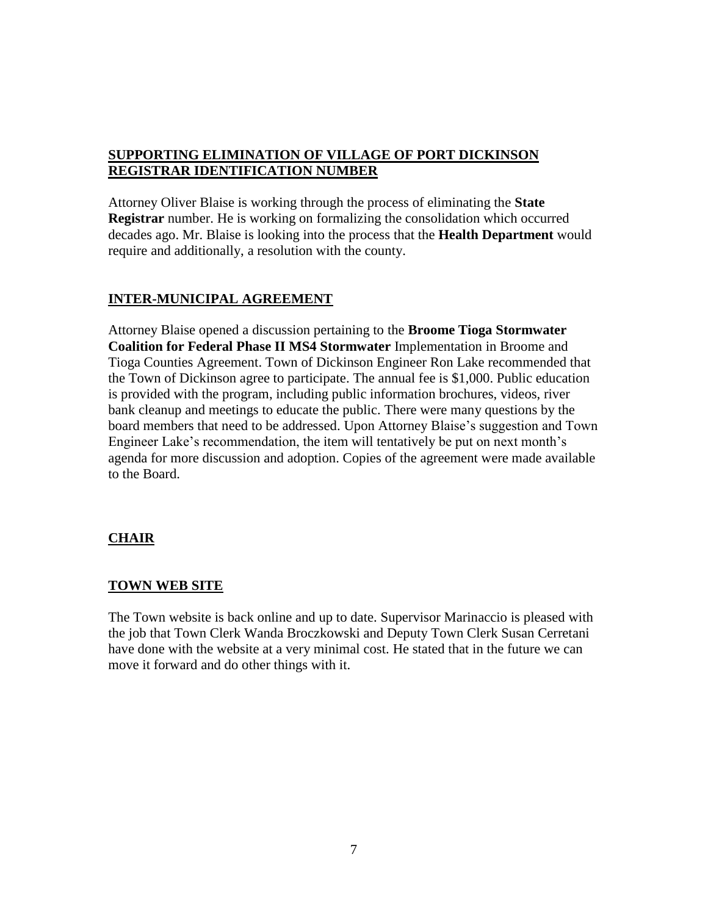## SUPPORTING ELIMINATION OF VILLAGE OF PORT DICKINSON REGISTRAR IDENTIFICATION NUMBER

Attorney Oliver Blaise is working through the process of eliminating the **State Registrar** number. He is working on formalizing the consolidation which occurred decades ago. Mr. Blaise is looking into the process that the **Health Department** would require and additionally, a resolution with the county.

## INTER-MUNICIPAL AGREEMENT

Attorney Blaise opened a discussion pertaining to the **Broome Tioga Stormwater Coalition for Federal Phase II MS4 Stormwater** Implementation in Broome and Tioga Counties Agreement. Town of Dickinson Engineer Ron Lake recommended that the Town of Dickinson agree to participate. The annual fee is $1,000. Public education is provided with the program, including public information brochures, videos, river bank cleanup and meetings to educate the public. There were many questions by the board members that need to be addressed. Upon Attorney Blaise's suggestion and Town Engineer Lake's recommendation, the item will tentatively be put on next month's agenda for more discussion and adoption. Copies of the agreement were made available to the Board.

## CHAIR

## TOWN WEB SITE

The Town website is back online and up to date. Supervisor Marinaccio is pleased with the job that Town Clerk Wanda Broczkowski and Deputy Town Clerk Susan Cerretani have done with the website at a very minimal cost. He stated that in the future we can move it forward and do other things with it.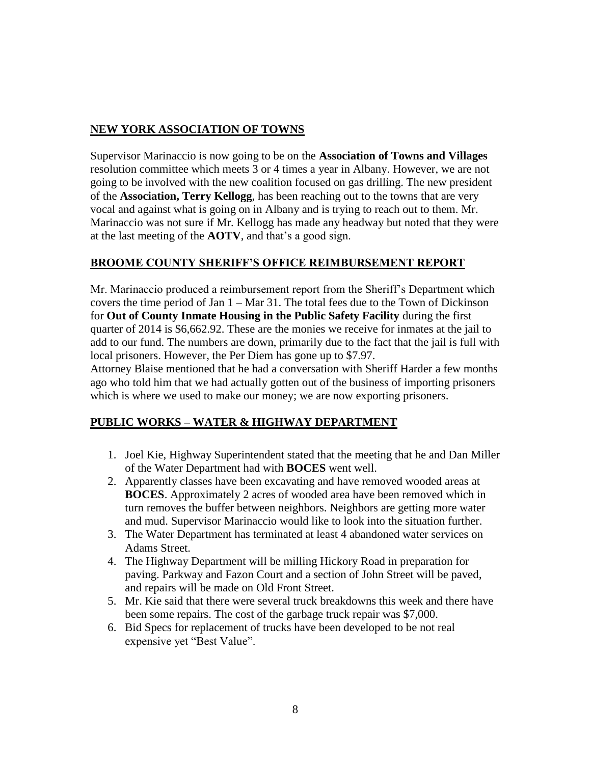## NEW YORK ASSOCIATION OF TOWNS

Supervisor Marinaccio is now going to be on the **Association of Towns and Villages** resolution committee which meets 3 or 4 times a year in Albany. However, we are not going to be involved with the new coalition focused on gas drilling. The new president of the **Association, Terry Kellogg**, has been reaching out to the towns that are very vocal and against what is going on in Albany and is trying to reach out to them. Mr. Marinaccio was not sure if Mr. Kellogg has made any headway but noted that they were at the last meeting of the **AOTV**, and that's a good sign.

## BROOME COUNTY SHERIFF'S OFFICE REIMBURSEMENT REPORT

Mr. Marinaccio produced a reimbursement report from the Sheriff's Department which covers the time period of Jan 1 – Mar 31. The total fees due to the Town of Dickinson for **Out of County Inmate Housing in the Public Safety Facility** during the first quarter of 2014 is $6,662.92. These are the monies we receive for inmates at the jail to add to our fund. The numbers are down, primarily due to the fact that the jail is full with local prisoners. However, the Per Diem has gone up to $7.97.
Attorney Blaise mentioned that he had a conversation with Sheriff Harder a few months ago who told him that we had actually gotten out of the business of importing prisoners which is where we used to make our money; we are now exporting prisoners.

## PUBLIC WORKS – WATER & HIGHWAY DEPARTMENT

1. Joel Kie, Highway Superintendent stated that the meeting that he and Dan Miller of the Water Department had with **BOCES** went well.
2. Apparently classes have been excavating and have removed wooded areas at **BOCES**. Approximately 2 acres of wooded area have been removed which in turn removes the buffer between neighbors. Neighbors are getting more water and mud. Supervisor Marinaccio would like to look into the situation further.
3. The Water Department has terminated at least 4 abandoned water services on Adams Street.
4. The Highway Department will be milling Hickory Road in preparation for paving. Parkway and Fazon Court and a section of John Street will be paved, and repairs will be made on Old Front Street.
5. Mr. Kie said that there were several truck breakdowns this week and there have been some repairs. The cost of the garbage truck repair was $7,000.
6. Bid Specs for replacement of trucks have been developed to be not real expensive yet "Best Value".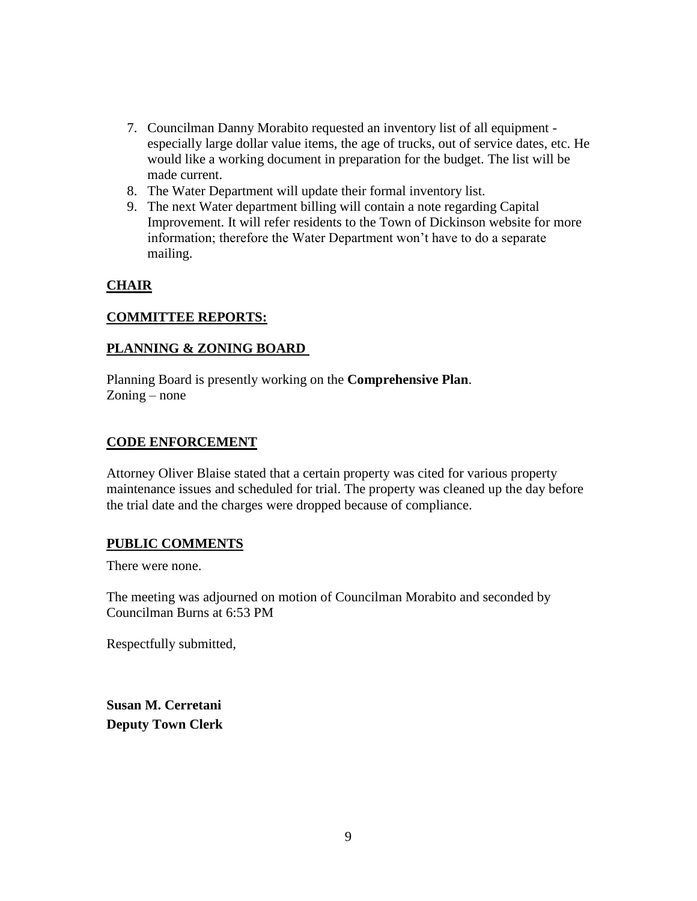7. Councilman Danny Morabito requested an inventory list of all equipment - especially large dollar value items, the age of trucks, out of service dates, etc. He would like a working document in preparation for the budget. The list will be made current.
8. The Water Department will update their formal inventory list.
9. The next Water department billing will contain a note regarding Capital Improvement. It will refer residents to the Town of Dickinson website for more information; therefore the Water Department won't have to do a separate mailing.

## CHAIR

## COMMITTEE REPORTS:

## PLANNING & ZONING BOARD

Planning Board is presently working on the **Comprehensive Plan**.
Zoning – none

## CODE ENFORCEMENT

Attorney Oliver Blaise stated that a certain property was cited for various property maintenance issues and scheduled for trial. The property was cleaned up the day before the trial date and the charges were dropped because of compliance.

## PUBLIC COMMENTS

There were none.

The meeting was adjourned on motion of Councilman Morabito and seconded by Councilman Burns at 6:53 PM

Respectfully submitted,

**Susan M. Cerretani**
**Deputy Town Clerk**